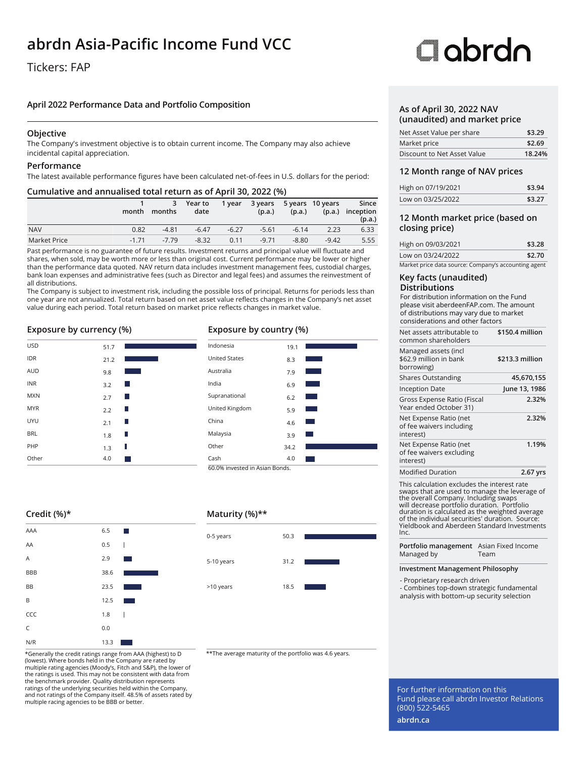# abrdn Asia-Pacific Income Fund VCC

Tickers: FAP

abrdn

## April 2022 Performance Data and Portfolio Composition

### Objective

The Company's investment objective is to obtain current income. The Company may also achieve incidental capital appreciation.

### Performance

The latest available performance figures have been calculated net-of-fees in U.S. dollars for the period:

### Cumulative and annualised total return as of April 30, 2022 (%)

| | 1 month | 3 months | Year to date | 1 year | 3 years (p.a.) | 5 years (p.a.) | 10 years (p.a.) | Since inception (p.a.) |
|---|---|---|---|---|---|---|---|---|
| NAV | 0.82 | -4.81 | -6.47 | -6.27 | -5.61 | -6.14 | 2.23 | 6.33 |
| Market Price | -1.71 | -7.79 | -8.32 | 0.11 | -9.71 | -8.80 | -9.42 | 5.55 |

Past performance is no guarantee of future results. Investment returns and principal value will fluctuate and shares, when sold, may be worth more or less than original cost. Current performance may be lower or higher than the performance data quoted. NAV return data includes investment management fees, custodial charges, bank loan expenses and administrative fees (such as Director and legal fees) and assumes the reinvestment of all distributions.

The Company is subject to investment risk, including the possible loss of principal. Returns for periods less than one year are not annualized. Total return based on net asset value reflects changes in the Company's net asset value during each period. Total return based on market price reflects changes in market value.

### Exposure by currency (%)

| Currency | % |
|---|---|
| USD | 51.7 |
| IDR | 21.2 |
| AUD | 9.8 |
| INR | 3.2 |
| MXN | 2.7 |
| MYR | 2.2 |
| UYU | 2.1 |
| BRL | 1.8 |
| PHP | 1.3 |
| Other | 4.0 |

### Exposure by country (%)

| Country | % |
|---|---|
| Indonesia | 19.1 |
| United States | 8.3 |
| Australia | 7.9 |
| India | 6.9 |
| Supranational | 6.2 |
| United Kingdom | 5.9 |
| China | 4.6 |
| Malaysia | 3.9 |
| Other | 34.2 |
| Cash | 4.0 |

60.0% invested in Asian Bonds.

### Credit (%)*

| Rating | % |
|---|---|
| AAA | 6.5 |
| AA | 0.5 |
| A | 2.9 |
| BBB | 38.6 |
| BB | 23.5 |
| B | 12.5 |
| CCC | 1.8 |
| C | 0.0 |
| N/R | 13.3 |

*Generally the credit ratings range from AAA (highest) to D (lowest). Where bonds held in the Company are rated by multiple rating agencies (Moody's, Fitch and S&P), the lower of the ratings is used. This may not be consistent with data from the benchmark provider. Quality distribution represents ratings of the underlying securities held within the Company, and not ratings of the Company itself. 48.5% of assets rated by multiple racing agencies to be BBB or better.

### Maturity (%)**

| Maturity | % |
|---|---|
| 0-5 years | 50.3 |
| 5-10 years | 31.2 |
| >10 years | 18.5 |

**The average maturity of the portfolio was 4.6 years.

### As of April 30, 2022 NAV (unaudited) and market price

| | |
|---|---|
| Net Asset Value per share | $3.29 |
| Market price | $2.69 |
| Discount to Net Asset Value | 18.24% |

### 12 Month range of NAV prices

| | |
|---|---|
| High on 07/19/2021 | $3.94 |
| Low on 03/25/2022 | $3.27 |

### 12 Month market price (based on closing price)

| | |
|---|---|
| High on 09/03/2021 | $3.28 |
| Low on 03/24/2022 | $2.70 |

Market price data source: Company's accounting agent

### Key facts (unaudited)

**Distributions**

For distribution information on the Fund please visit aberdeenFAP.com. The amount of distributions may vary due to market considerations and other factors

| | |
|---|---|
| Net assets attributable to common shareholders | $150.4 million |
| Managed assets (incl $62.9 million in bank borrowing) | $213.3 million |
| Shares Outstanding | 45,670,155 |
| Inception Date | June 13, 1986 |
| Gross Expense Ratio (Fiscal Year ended October 31) | 2.32% |
| Net Expense Ratio (net of fee waivers including interest) | 2.32% |
| Net Expense Ratio (net of fee waivers excluding interest) | 1.19% |
| Modified Duration | 2.67 yrs |

This calculation excludes the interest rate swaps that are used to manage the leverage of the overall Company. Including swaps will decrease portfolio duration. Portfolio duration is calculated as the weighted average of the individual securities' duration. Source: Yieldbook and Aberdeen Standard Investments Inc.

| | |
|---|---|
| **Portfolio management** Managed by | Asian Fixed Income Team |

**Investment Management Philosophy**

- Proprietary research driven
- Combines top-down strategic fundamental analysis with bottom-up security selection

For further information on this Fund please call abrdn Investor Relations (800) 522-5465

**abrdn.ca**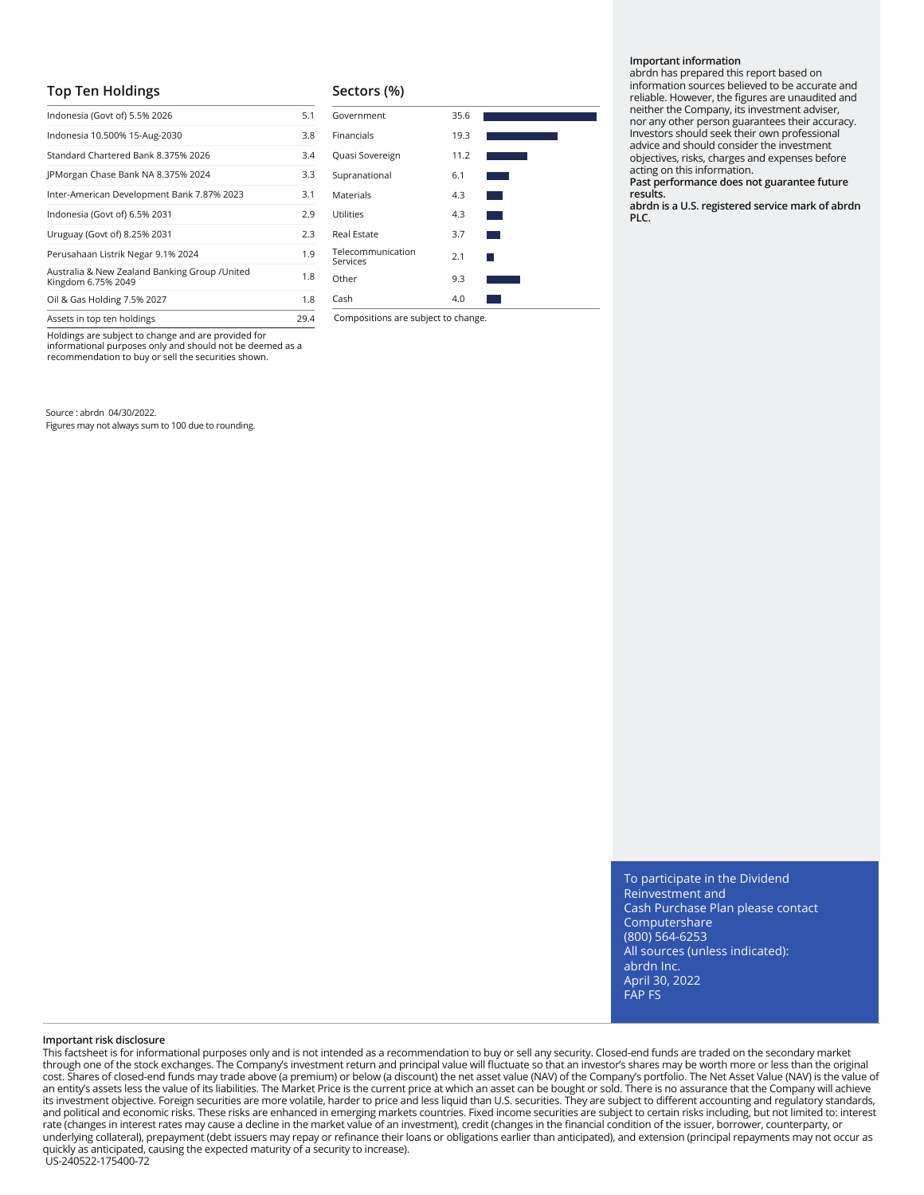## Top Ten Holdings

| | |
|---|---|
| Indonesia (Govt of) 5.5% 2026 | 5.1 |
| Indonesia 10.500% 15-Aug-2030 | 3.8 |
| Standard Chartered Bank 8.375% 2026 | 3.4 |
| JPMorgan Chase Bank NA 8.375% 2024 | 3.3 |
| Inter-American Development Bank 7.87% 2023 | 3.1 |
| Indonesia (Govt of) 6.5% 2031 | 2.9 |
| Uruguay (Govt of) 8.25% 2031 | 2.3 |
| Perusahaan Listrik Negar 9.1% 2024 | 1.9 |
| Australia & New Zealand Banking Group /United Kingdom 6.75% 2049 | 1.8 |
| Oil & Gas Holding 7.5% 2027 | 1.8 |
| Assets in top ten holdings | 29.4 |

Holdings are subject to change and are provided for informational purposes only and should not be deemed as a recommendation to buy or sell the securities shown.

## Sectors (%)

Government 35.6
Financials 19.3
Quasi Sovereign 11.2
Supranational 6.1
Materials 4.3
Utilities 4.3
Real Estate 3.7
Telecommunication Services 2.1
Other 9.3
Cash 4.0

Compositions are subject to change.

Source : abrdn 04/30/2022.
Figures may not always sum to 100 due to rounding.

**Important information**
abrdn has prepared this report based on information sources believed to be accurate and reliable. However, the figures are unaudited and neither the Company, its investment adviser, nor any other person guarantees their accuracy. Investors should seek their own professional advice and should consider the investment objectives, risks, charges and expenses before acting on this information.
**Past performance does not guarantee future results.**
**abrdn is a U.S. registered service mark of abrdn PLC.**

To participate in the Dividend Reinvestment and Cash Purchase Plan please contact Computershare (800) 564-6253
All sources (unless indicated): abrdn Inc.
April 30, 2022
FAP FS

**Important risk disclosure**
This factsheet is for informational purposes only and is not intended as a recommendation to buy or sell any security. Closed-end funds are traded on the secondary market through one of the stock exchanges. The Company's investment return and principal value will fluctuate so that an investor's shares may be worth more or less than the original cost. Shares of closed-end funds may trade above (a premium) or below (a discount) the net asset value (NAV) of the Company's portfolio. The Net Asset Value (NAV) is the value of an entity's assets less the value of its liabilities. The Market Price is the current price at which an asset can be bought or sold. There is no assurance that the Company will achieve its investment objective. Foreign securities are more volatile, harder to price and less liquid than U.S. securities. They are subject to different accounting and regulatory standards, and political and economic risks. These risks are enhanced in emerging markets countries. Fixed income securities are subject to certain risks including, but not limited to: interest rate (changes in interest rates may cause a decline in the market value of an investment), credit (changes in the financial condition of the issuer, borrower, counterparty, or underlying collateral), prepayment (debt issuers may repay or refinance their loans or obligations earlier than anticipated), and extension (principal repayments may not occur as quickly as anticipated, causing the expected maturity of a security to increase).
US-240522-175400-72